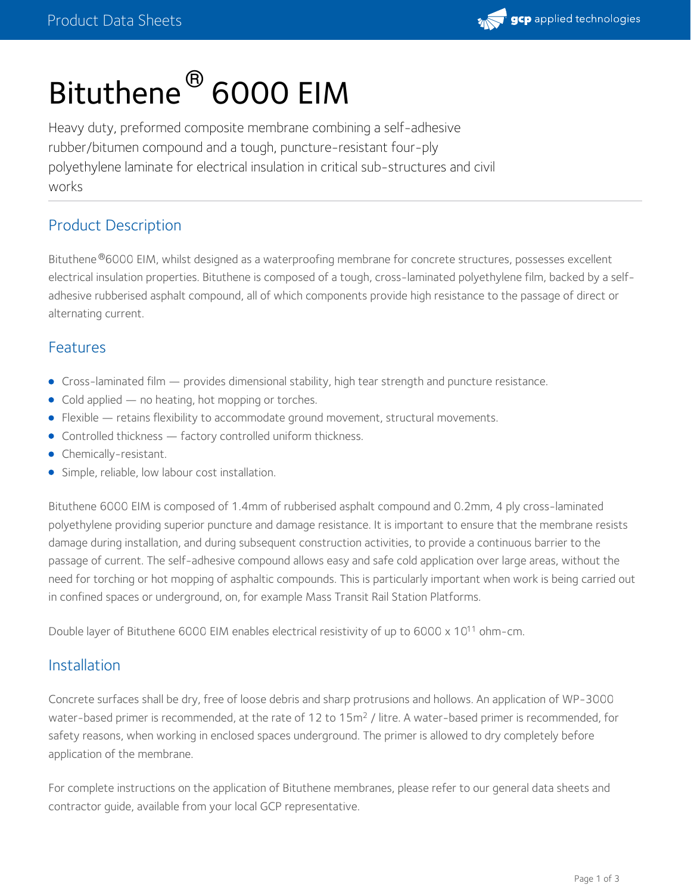# Bituthene® 6000 EIM

Heavy duty, preformed composite membrane combining a self-adhesive rubber/bitumen compound and a tough, puncture-resistant four-ply polyethylene laminate for electrical insulation in critical sub-structures and civil works

## Product Description

Bituthene®6000 EIM, whilst designed as a waterproofing membrane for concrete structures, possesses excellent electrical insulation properties. Bituthene is composed of a tough, cross-laminated polyethylene film, backed by a self-adhesive rubberised asphalt compound, all of which components provide high resistance to the passage of direct or alternating current.

## Features

- Cross-laminated film — provides dimensional stability, high tear strength and puncture resistance.
- Cold applied — no heating, hot mopping or torches.
- Flexible — retains flexibility to accommodate ground movement, structural movements.
- Controlled thickness — factory controlled uniform thickness.
- Chemically-resistant.
- Simple, reliable, low labour cost installation.

Bituthene 6000 EIM is composed of 1.4mm of rubberised asphalt compound and 0.2mm, 4 ply cross-laminated polyethylene providing superior puncture and damage resistance. It is important to ensure that the membrane resists damage during installation, and during subsequent construction activities, to provide a continuous barrier to the passage of current. The self-adhesive compound allows easy and safe cold application over large areas, without the need for torching or hot mopping of asphaltic compounds. This is particularly important when work is being carried out in confined spaces or underground, on, for example Mass Transit Rail Station Platforms.

Double layer of Bituthene 6000 EIM enables electrical resistivity of up to $6000 \times 10^{11}$ ohm-cm.

## Installation

Concrete surfaces shall be dry, free of loose debris and sharp protrusions and hollows. An application of WP-3000 water-based primer is recommended, at the rate of 12 to 15$m^2$ / litre. A water-based primer is recommended, for safety reasons, when working in enclosed spaces underground. The primer is allowed to dry completely before application of the membrane.

For complete instructions on the application of Bituthene membranes, please refer to our general data sheets and contractor guide, available from your local GCP representative.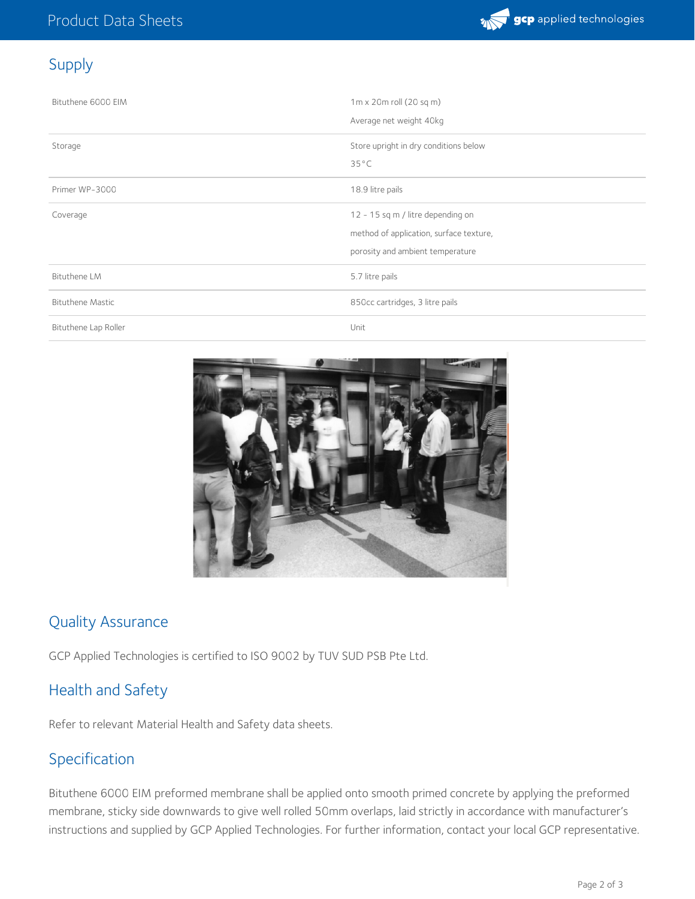## Supply

| | |
|---|---|
| Bituthene 6000 EIM | 1m x 20m roll (20 sq m)<br>Average net weight 40kg |
| Storage | Store upright in dry conditions below 35°C |
| Primer WP-3000 | 18.9 litre pails |
| Coverage | 12 - 15 sq m / litre depending on method of application, surface texture, porosity and ambient temperature |
| Bituthene LM | 5.7 litre pails |
| Bituthene Mastic | 850cc cartridges, 3 litre pails |
| Bituthene Lap Roller | Unit |

## Quality Assurance

GCP Applied Technologies is certified to ISO 9002 by TUV SUD PSB Pte Ltd.

## Health and Safety

Refer to relevant Material Health and Safety data sheets.

## Specification

Bituthene 6000 EIM preformed membrane shall be applied onto smooth primed concrete by applying the preformed membrane, sticky side downwards to give well rolled 50mm overlaps, laid strictly in accordance with manufacturer's instructions and supplied by GCP Applied Technologies. For further information, contact your local GCP representative.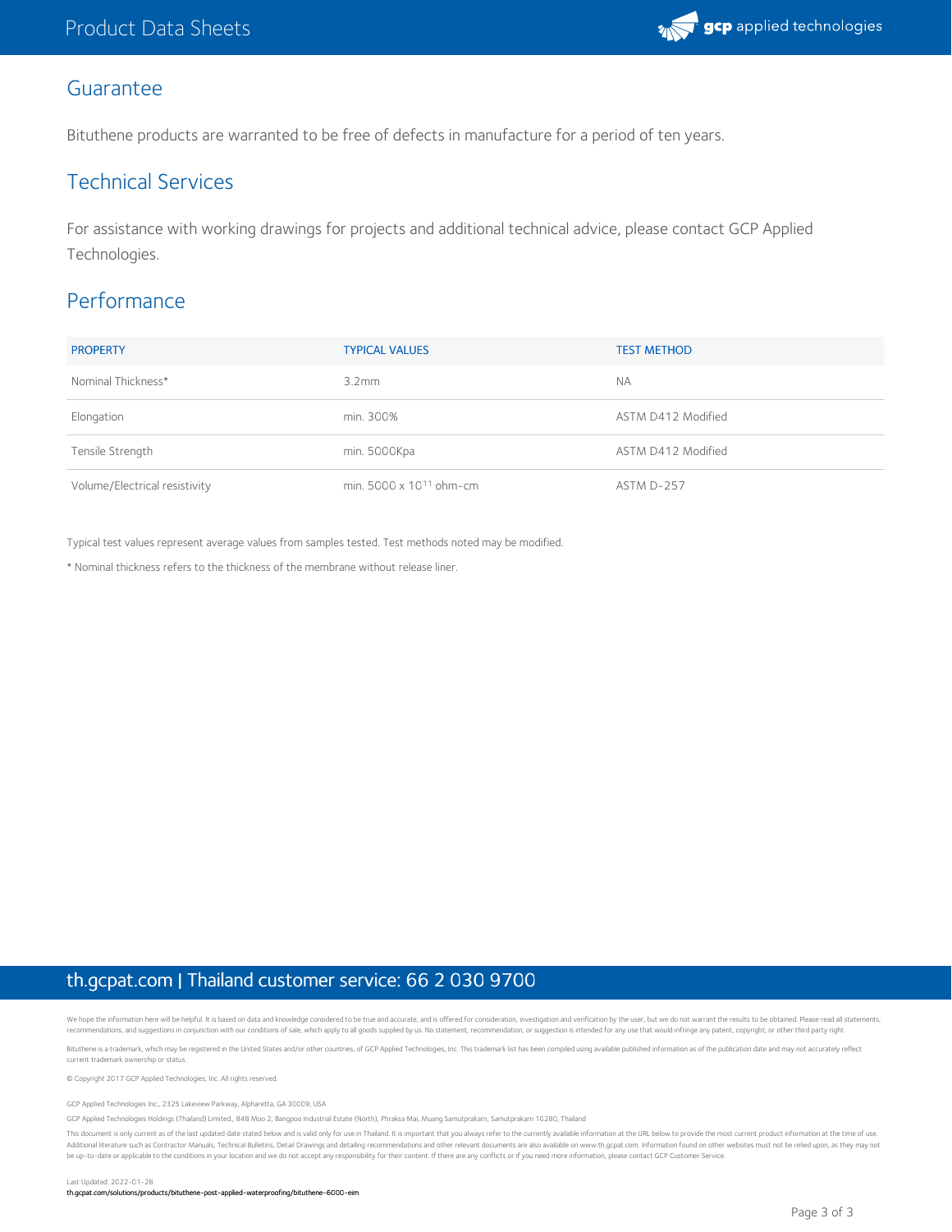## Guarantee

Bituthene products are warranted to be free of defects in manufacture for a period of ten years.

## Technical Services

For assistance with working drawings for projects and additional technical advice, please contact GCP Applied Technologies.

## Performance

| PROPERTY | TYPICAL VALUES | TEST METHOD |
| --- | --- | --- |
| Nominal Thickness* | 3.2mm | NA |
| Elongation | min. 300% | ASTM D412 Modified |
| Tensile Strength | min. 5000Kpa | ASTM D412 Modified |
| Volume/Electrical resistivity | min. $5000 \times 10^{11}$ ohm-cm | ASTM D-257 |

Typical test values represent average values from samples tested. Test methods noted may be modified.

* Nominal thickness refers to the thickness of the membrane without release liner.

## th.gcpat.com | Thailand customer service: 66 2 030 9700

We hope the information here will be helpful. It is based on data and knowledge considered to be true and accurate, and is offered for consideration, investigation and verification by the user, but we do not warrant the results to be obtained. Please read all statements, recommendations, and suggestions in conjunction with our conditions of sale, which apply to all goods supplied by us. No statement, recommendation, or suggestion is intended for any use that would infringe any patent, copyright, or other third party right.

Bituthene is a trademark, which may be registered in the United States and/or other countries, of GCP Applied Technologies, Inc. This trademark list has been compiled using available published information as of the publication date and may not accurately reflect current trademark ownership or status.

© Copyright 2017 GCP Applied Technologies, Inc. All rights reserved.

GCP Applied Technologies Inc., 2325 Lakeview Parkway, Alpharetta, GA 30009, USA

GCP Applied Technologies Holdings (Thailand) Limited., 848 Moo 2, Bangpoo Industrial Estate (North), Phraksa Mai, Muang Samutprakarn, Samutprakarn 10280, Thailand

This document is only current as of the last updated date stated below and is valid only for use in Thailand. It is important that you always refer to the currently available information at the URL below to provide the most current product information at the time of use. Additional literature such as Contractor Manuals, Technical Bulletins, Detail Drawings and detailing recommendations and other relevant documents are also available on www.th.gcpat.com. Information found on other websites must not be relied upon, as they may not be up-to-date or applicable to the conditions in your location and we do not accept any responsibility for their content. If there are any conflicts or if you need more information, please contact GCP Customer Service.

Last Updated: 2022-01-28

th.gcpat.com/solutions/products/bituthene-post-applied-waterproofing/bituthene-6000-eim